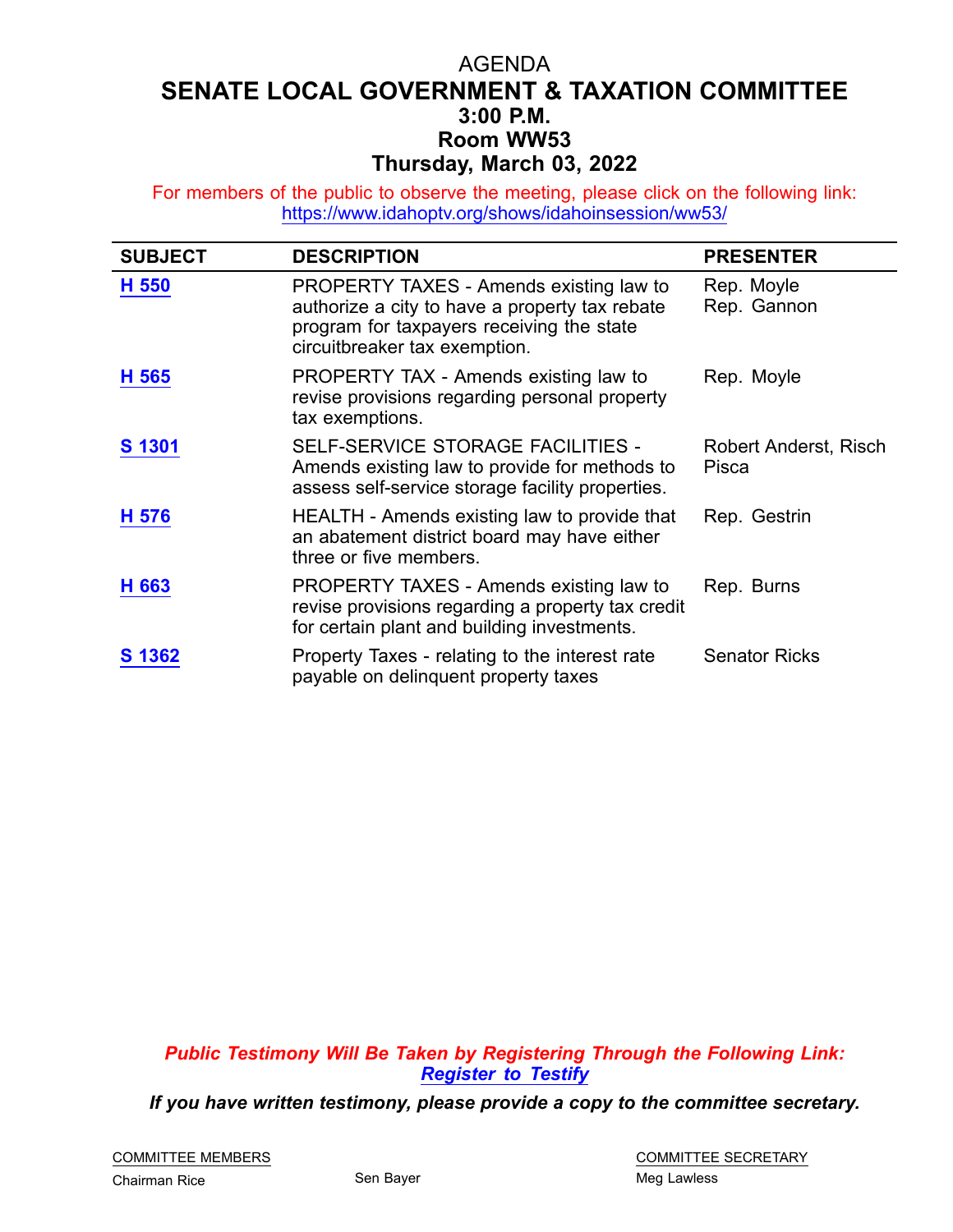AGENDA

# SENATE LOCAL GOVERNMENT & TAXATION COMMITTEE

## 3:00 P.M.

## Room WW53

## Thursday, March 03, 2022

For members of the public to observe the meeting, please click on the following link: https://www.idahoptv.org/shows/idahoinsession/ww53/

| SUBJECT | DESCRIPTION | PRESENTER |
|---|---|---|
| **H 550** | PROPERTY TAXES - Amends existing law to authorize a city to have a property tax rebate program for taxpayers receiving the state circuitbreaker tax exemption. | Rep. Moyle<br>Rep. Gannon |
| **H 565** | PROPERTY TAX - Amends existing law to revise provisions regarding personal property tax exemptions. | Rep. Moyle |
| **S 1301** | SELF-SERVICE STORAGE FACILITIES - Amends existing law to provide for methods to assess self-service storage facility properties. | Robert Anderst, Risch Pisca |
| **H 576** | HEALTH - Amends existing law to provide that an abatement district board may have either three or five members. | Rep. Gestrin |
| **H 663** | PROPERTY TAXES - Amends existing law to revise provisions regarding a property tax credit for certain plant and building investments. | Rep. Burns |
| **S 1362** | Property Taxes - relating to the interest rate payable on delinquent property taxes | Senator Ricks |

***Public Testimony Will Be Taken by Registering Through the Following Link: Register to Testify***

***If you have written testimony, please provide a copy to the committee secretary.***

| COMMITTEE MEMBERS | | COMMITTEE SECRETARY |
|---|---|---|
| Chairman Rice | Sen Bayer | Meg Lawless |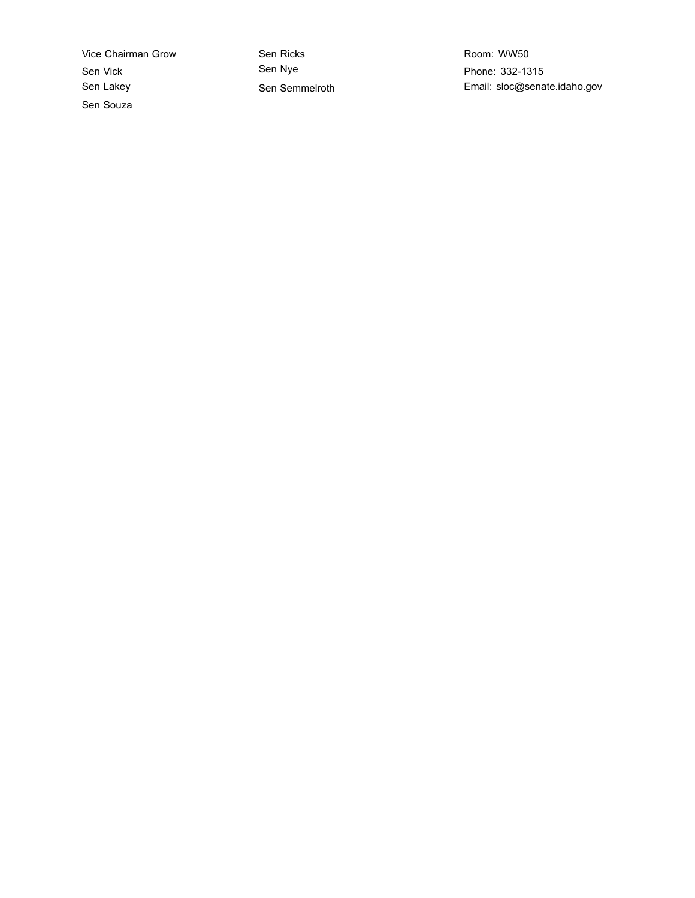| | | |
|---|---|---|
| Vice Chairman Grow | Sen Ricks | Room: WW50 |
| Sen Vick | Sen Nye | Phone: 332-1315 |
| Sen Lakey | Sen Semmelroth | Email: sloc@senate.idaho.gov |
| Sen Souza | | |